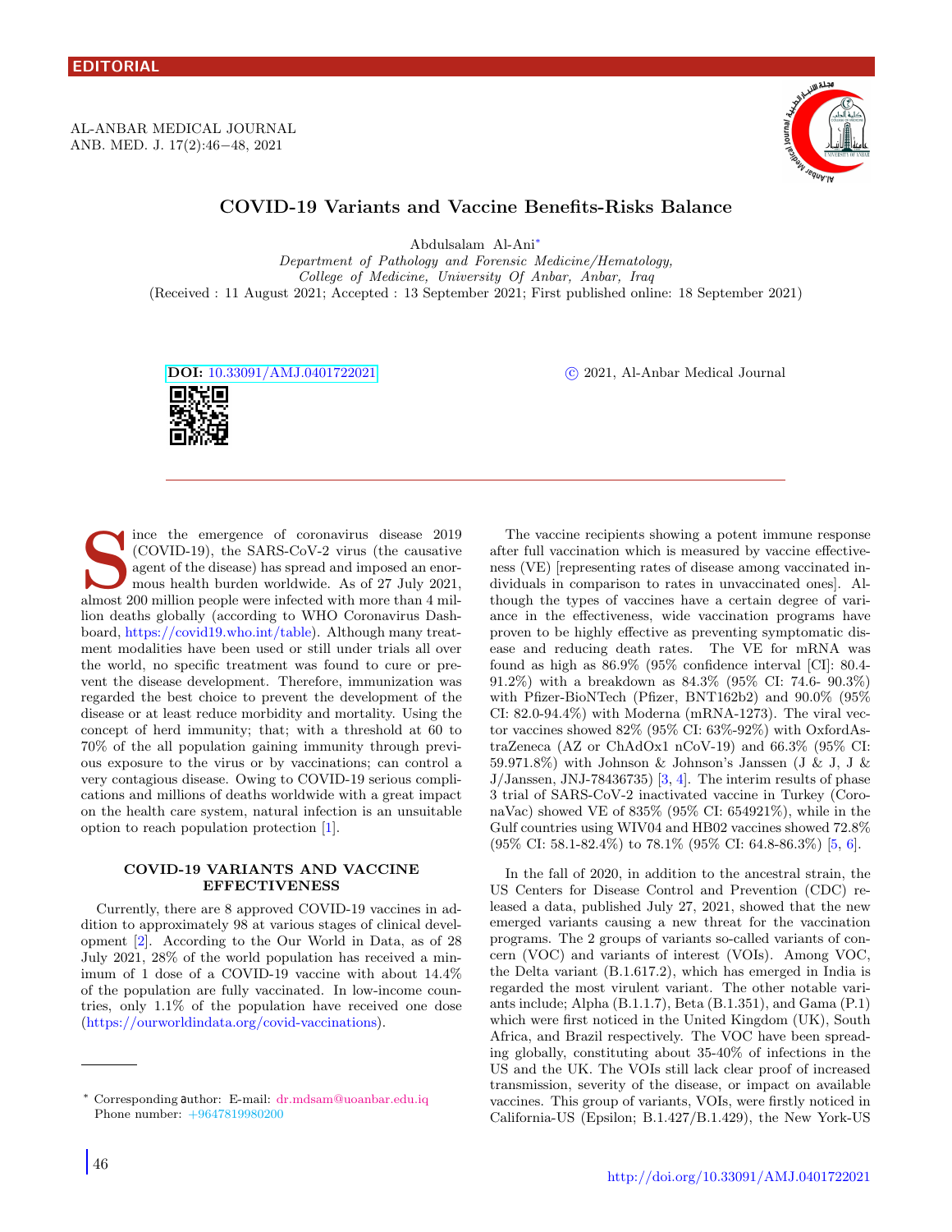EDITORIAL

# COVID-19 Variants and Vaccine Benefits-Risks Balance

Abdulsalam Al-Ani*

*Department of Pathology and Forensic Medicine/Hematology, College of Medicine, University Of Anbar, Anbar, Iraq*

(Received : 11 August 2021; Accepted : 13 September 2021; First published online: 18 September 2021)

**DOI:** 10.33091/AMJ.0401722021

© 2021, Al-Anbar Medical Journal

Since the emergence of coronavirus disease 2019 (COVID-19), the SARS-CoV-2 virus (the causative agent of the disease) has spread and imposed an enormous health burden worldwide. As of 27 July 2021, almost 200 million people were infected with more than 4 million deaths globally (according to WHO Coronavirus Dashboard, https://covid19.who.int/table). Although many treatment modalities have been used or still under trials all over the world, no specific treatment was found to cure or prevent the disease development. Therefore, immunization was regarded the best choice to prevent the development of the disease or at least reduce morbidity and mortality. Using the concept of herd immunity; that; with a threshold at 60 to 70% of the all population gaining immunity through previous exposure to the virus or by vaccinations; can control a very contagious disease. Owing to COVID-19 serious complications and millions of deaths worldwide with a great impact on the health care system, natural infection is an unsuitable option to reach population protection [1].

## COVID-19 VARIANTS AND VACCINE EFFECTIVENESS

Currently, there are 8 approved COVID-19 vaccines in addition to approximately 98 at various stages of clinical development [2]. According to the Our World in Data, as of 28 July 2021, 28% of the world population has received a minimum of 1 dose of a COVID-19 vaccine with about 14.4% of the population are fully vaccinated. In low-income countries, only 1.1% of the population have received one dose (https://ourworldindata.org/covid-vaccinations).

The vaccine recipients showing a potent immune response after full vaccination which is measured by vaccine effectiveness (VE) [representing rates of disease among vaccinated individuals in comparison to rates in unvaccinated ones]. Although the types of vaccines have a certain degree of variance in the effectiveness, wide vaccination programs have proven to be highly effective as preventing symptomatic disease and reducing death rates. The VE for mRNA was found as high as 86.9% (95% confidence interval [CI]: 80.4-91.2%) with a breakdown as 84.3% (95% CI: 74.6- 90.3%) with Pfizer-BioNTech (Pfizer, BNT162b2) and 90.0% (95% CI: 82.0-94.4%) with Moderna (mRNA-1273). The viral vector vaccines showed 82% (95% CI: 63%-92%) with OxfordAstraZeneca (AZ or ChAdOx1 nCoV-19) and 66.3% (95% CI: 59.971.8%) with Johnson & Johnson's Janssen (J & J, J & J/Janssen, JNJ-78436735) [3, 4]. The interim results of phase 3 trial of SARS-CoV-2 inactivated vaccine in Turkey (CoronaVac) showed VE of 835% (95% CI: 654921%), while in the Gulf countries using WIV04 and HB02 vaccines showed 72.8% (95% CI: 58.1-82.4%) to 78.1% (95% CI: 64.8-86.3%) [5, 6].

In the fall of 2020, in addition to the ancestral strain, the US Centers for Disease Control and Prevention (CDC) released a data, published July 27, 2021, showed that the new emerged variants causing a new threat for the vaccination programs. The 2 groups of variants so-called variants of concern (VOC) and variants of interest (VOIs). Among VOC, the Delta variant (B.1.617.2), which has emerged in India is regarded the most virulent variant. The other notable variants include; Alpha (B.1.1.7), Beta (B.1.351), and Gama (P.1) which were first noticed in the United Kingdom (UK), South Africa, and Brazil respectively. The VOC have been spreading globally, constituting about 35-40% of infections in the US and the UK. The VOIs still lack clear proof of increased transmission, severity of the disease, or impact on available vaccines. This group of variants, VOIs, were firstly noticed in California-US (Epsilon; B.1.427/B.1.429), the New York-US

* Corresponding author: E-mail: dr.mdsam@uoanbar.edu.iq
Phone number: +9647819980200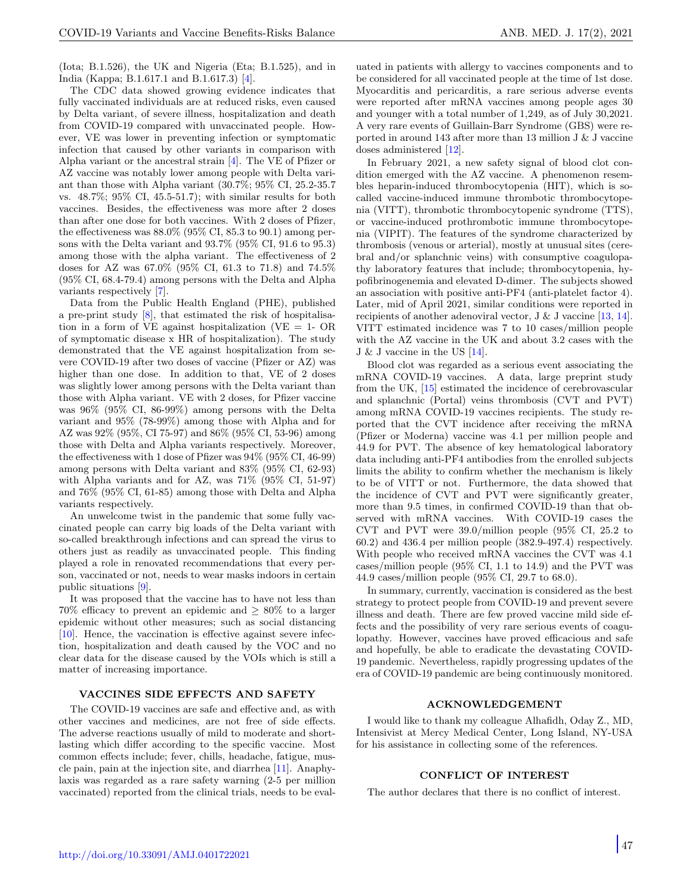(Iota; B.1.526), the UK and Nigeria (Eta; B.1.525), and in India (Kappa; B.1.617.1 and B.1.617.3) [4].

The CDC data showed growing evidence indicates that fully vaccinated individuals are at reduced risks, even caused by Delta variant, of severe illness, hospitalization and death from COVID-19 compared with unvaccinated people. However, VE was lower in preventing infection or symptomatic infection that caused by other variants in comparison with Alpha variant or the ancestral strain [4]. The VE of Pfizer or AZ vaccine was notably lower among people with Delta variant than those with Alpha variant (30.7%; 95% CI, 25.2-35.7 vs. 48.7%; 95% CI, 45.5-51.7); with similar results for both vaccines. Besides, the effectiveness was more after 2 doses than after one dose for both vaccines. With 2 doses of Pfizer, the effectiveness was 88.0% (95% CI, 85.3 to 90.1) among persons with the Delta variant and 93.7% (95% CI, 91.6 to 95.3) among those with the alpha variant. The effectiveness of 2 doses for AZ was 67.0% (95% CI, 61.3 to 71.8) and 74.5% (95% CI, 68.4-79.4) among persons with the Delta and Alpha variants respectively [7].

Data from the Public Health England (PHE), published a pre-print study [8], that estimated the risk of hospitalisation in a form of VE against hospitalization (VE = 1- OR of symptomatic disease x HR of hospitalization). The study demonstrated that the VE against hospitalization from severe COVID-19 after two doses of vaccine (Pfizer or AZ) was higher than one dose. In addition to that, VE of 2 doses was slightly lower among persons with the Delta variant than those with Alpha variant. VE with 2 doses, for Pfizer vaccine was 96% (95% CI, 86-99%) among persons with the Delta variant and 95% (78-99%) among those with Alpha and for AZ was 92% (95%, CI 75-97) and 86% (95% CI, 53-96) among those with Delta and Alpha variants respectively. Moreover, the effectiveness with 1 dose of Pfizer was 94% (95% CI, 46-99) among persons with Delta variant and 83% (95% CI, 62-93) with Alpha variants and for AZ, was 71% (95% CI, 51-97) and 76% (95% CI, 61-85) among those with Delta and Alpha variants respectively.

An unwelcome twist in the pandemic that some fully vaccinated people can carry big loads of the Delta variant with so-called breakthrough infections and can spread the virus to others just as readily as unvaccinated people. This finding played a role in renovated recommendations that every person, vaccinated or not, needs to wear masks indoors in certain public situations [9].

It was proposed that the vaccine has to have not less than 70% efficacy to prevent an epidemic and $\geq$ 80% to a larger epidemic without other measures; such as social distancing [10]. Hence, the vaccination is effective against severe infection, hospitalization and death caused by the VOC and no clear data for the disease caused by the VOIs which is still a matter of increasing importance.

## VACCINES SIDE EFFECTS AND SAFETY

The COVID-19 vaccines are safe and effective and, as with other vaccines and medicines, are not free of side effects. The adverse reactions usually of mild to moderate and short-lasting which differ according to the specific vaccine. Most common effects include; fever, chills, headache, fatigue, muscle pain, pain at the injection site, and diarrhea [11]. Anaphylaxis was regarded as a rare safety warning (2-5 per million vaccinated) reported from the clinical trials, needs to be evaluated in patients with allergy to vaccines components and to be considered for all vaccinated people at the time of 1st dose. Myocarditis and pericarditis, a rare serious adverse events were reported after mRNA vaccines among people ages 30 and younger with a total number of 1,249, as of July 30,2021. A very rare events of Guillain-Barr Syndrome (GBS) were reported in around 143 after more than 13 million J & J vaccine doses administered [12].

In February 2021, a new safety signal of blood clot condition emerged with the AZ vaccine. A phenomenon resembles heparin-induced thrombocytopenia (HIT), which is so-called vaccine-induced immune thrombotic thrombocytopenia (VITT), thrombotic thrombocytopenic syndrome (TTS), or vaccine-induced prothrombotic immune thrombocytopenia (VIPIT). The features of the syndrome characterized by thrombosis (venous or arterial), mostly at unusual sites (cerebral and/or splanchnic veins) with consumptive coagulopathy laboratory features that include; thrombocytopenia, hypofibrinogenemia and elevated D-dimer. The subjects showed an association with positive anti-PF4 (anti-platelet factor 4). Later, mid of April 2021, similar conditions were reported in recipients of another adenoviral vector, J & J vaccine [13, 14]. VITT estimated incidence was 7 to 10 cases/million people with the AZ vaccine in the UK and about 3.2 cases with the J & J vaccine in the US [14].

Blood clot was regarded as a serious event associating the mRNA COVID-19 vaccines. A data, large preprint study from the UK, [15] estimated the incidence of cerebrovascular and splanchnic (Portal) veins thrombosis (CVT and PVT) among mRNA COVID-19 vaccines recipients. The study reported that the CVT incidence after receiving the mRNA (Pfizer or Moderna) vaccine was 4.1 per million people and 44.9 for PVT. The absence of key hematological laboratory data including anti-PF4 antibodies from the enrolled subjects limits the ability to confirm whether the mechanism is likely to be of VITT or not. Furthermore, the data showed that the incidence of CVT and PVT were significantly greater, more than 9.5 times, in confirmed COVID-19 than that observed with mRNA vaccines. With COVID-19 cases the CVT and PVT were 39.0/million people (95% CI, 25.2 to 60.2) and 436.4 per million people (382.9-497.4) respectively. With people who received mRNA vaccines the CVT was 4.1 cases/million people (95% CI, 1.1 to 14.9) and the PVT was 44.9 cases/million people (95% CI, 29.7 to 68.0).

In summary, currently, vaccination is considered as the best strategy to protect people from COVID-19 and prevent severe illness and death. There are few proved vaccine mild side effects and the possibility of very rare serious events of coagulopathy. However, vaccines have proved efficacious and safe and hopefully, be able to eradicate the devastating COVID-19 pandemic. Nevertheless, rapidly progressing updates of the era of COVID-19 pandemic are being continuously monitored.

## ACKNOWLEDGEMENT

I would like to thank my colleague Alhafidh, Oday Z., MD, Intensivist at Mercy Medical Center, Long Island, NY-USA for his assistance in collecting some of the references.

## CONFLICT OF INTEREST

The author declares that there is no conflict of interest.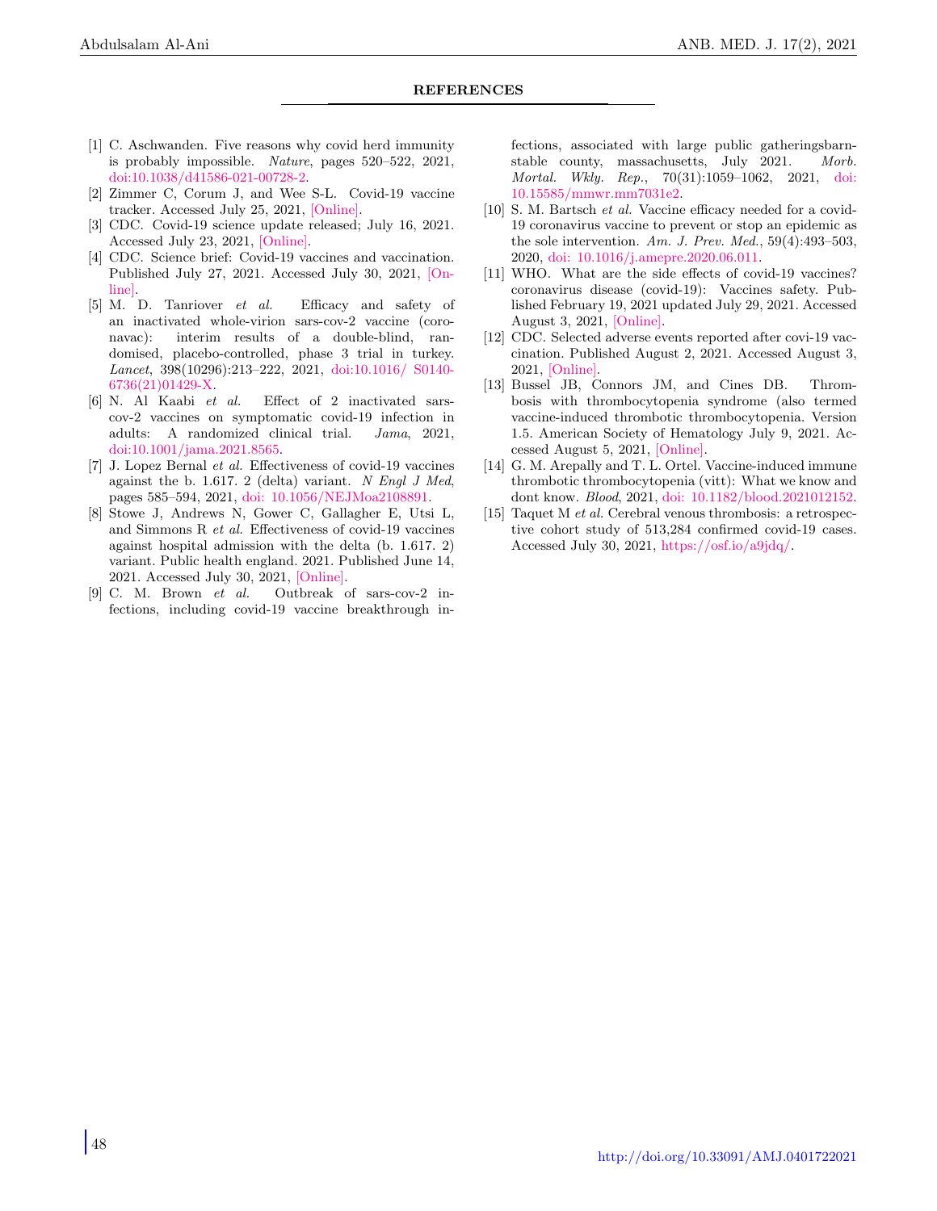**REFERENCES**

[1] C. Aschwanden. Five reasons why covid herd immunity is probably impossible. *Nature*, pages 520–522, 2021, doi:10.1038/d41586-021-00728-2.

[2] Zimmer C, Corum J, and Wee S-L. Covid-19 vaccine tracker. Accessed July 25, 2021, [Online].

[3] CDC. Covid-19 science update released; July 16, 2021. Accessed July 23, 2021, [Online].

[4] CDC. Science brief: Covid-19 vaccines and vaccination. Published July 27, 2021. Accessed July 30, 2021, [Online].

[5] M. D. Tanriover *et al.* Efficacy and safety of an inactivated whole-virion sars-cov-2 vaccine (coronavac): interim results of a double-blind, randomised, placebo-controlled, phase 3 trial in turkey. *Lancet*, 398(10296):213–222, 2021, doi:10.1016/ S0140-6736(21)01429-X.

[6] N. Al Kaabi *et al.* Effect of 2 inactivated sars-cov-2 vaccines on symptomatic covid-19 infection in adults: A randomized clinical trial. *Jama*, 2021, doi:10.1001/jama.2021.8565.

[7] J. Lopez Bernal *et al.* Effectiveness of covid-19 vaccines against the b. 1.617. 2 (delta) variant. *N Engl J Med*, pages 585–594, 2021, doi: 10.1056/NEJMoa2108891.

[8] Stowe J, Andrews N, Gower C, Gallagher E, Utsi L, and Simmons R *et al.* Effectiveness of covid-19 vaccines against hospital admission with the delta (b. 1.617. 2) variant. Public health england. 2021. Published June 14, 2021. Accessed July 30, 2021, [Online].

[9] C. M. Brown *et al.* Outbreak of sars-cov-2 infections, including covid-19 vaccine breakthrough infections, associated with large public gatheringsbarnstable county, massachusetts, July 2021. *Morb. Mortal. Wkly. Rep.*, 70(31):1059–1062, 2021, doi: 10.15585/mmwr.mm7031e2.

[10] S. M. Bartsch *et al.* Vaccine efficacy needed for a covid-19 coronavirus vaccine to prevent or stop an epidemic as the sole intervention. *Am. J. Prev. Med.*, 59(4):493–503, 2020, doi: 10.1016/j.amepre.2020.06.011.

[11] WHO. What are the side effects of covid-19 vaccines? coronavirus disease (covid-19): Vaccines safety. Published February 19, 2021 updated July 29, 2021. Accessed August 3, 2021, [Online].

[12] CDC. Selected adverse events reported after covi-19 vaccination. Published August 2, 2021. Accessed August 3, 2021, [Online].

[13] Bussel JB, Connors JM, and Cines DB. Thrombosis with thrombocytopenia syndrome (also termed vaccine-induced thrombotic thrombocytopenia. Version 1.5. American Society of Hematology July 9, 2021. Accessed August 5, 2021, [Online].

[14] G. M. Arepally and T. L. Ortel. Vaccine-induced immune thrombotic thrombocytopenia (vitt): What we know and dont know. *Blood*, 2021, doi: 10.1182/blood.2021012152.

[15] Taquet M *et al.* Cerebral venous thrombosis: a retrospective cohort study of 513,284 confirmed covid-19 cases. Accessed July 30, 2021, https://osf.io/a9jdq/.